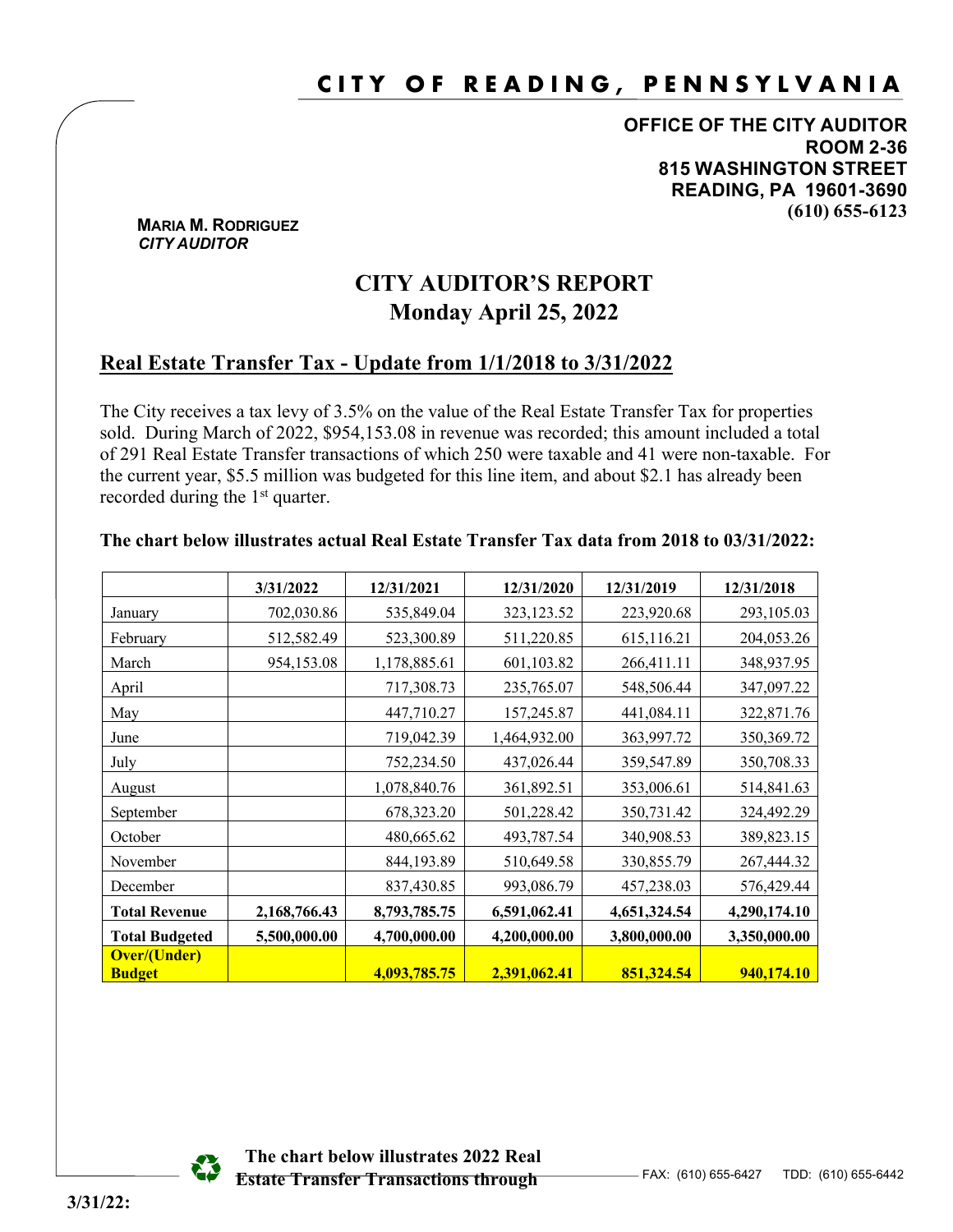# CITY OF READING, PENNSYLVANIA

**OFFICE OF THE CITY AUDITOR**
**ROOM 2-36**
**815 WASHINGTON STREET**
**READING, PA 19601-3690**
**(610) 655-6123**

**MARIA M. RODRIGUEZ**
***CITY AUDITOR***

## CITY AUDITOR'S REPORT
## Monday April 25, 2022

### Real Estate Transfer Tax - Update from 1/1/2018 to 3/31/2022

The City receives a tax levy of 3.5% on the value of the Real Estate Transfer Tax for properties sold. During March of 2022, $954,153.08 in revenue was recorded; this amount included a total of 291 Real Estate Transfer transactions of which 250 were taxable and 41 were non-taxable. For the current year, $5.5 million was budgeted for this line item, and about $2.1 has already been recorded during the 1st quarter.

**The chart below illustrates actual Real Estate Transfer Tax data from 2018 to 03/31/2022:**

| | 3/31/2022 | 12/31/2021 | 12/31/2020 | 12/31/2019 | 12/31/2018 |
|---|---|---|---|---|---|
| January | 702,030.86 | 535,849.04 | 323,123.52 | 223,920.68 | 293,105.03 |
| February | 512,582.49 | 523,300.89 | 511,220.85 | 615,116.21 | 204,053.26 |
| March | 954,153.08 | 1,178,885.61 | 601,103.82 | 266,411.11 | 348,937.95 |
| April | | 717,308.73 | 235,765.07 | 548,506.44 | 347,097.22 |
| May | | 447,710.27 | 157,245.87 | 441,084.11 | 322,871.76 |
| June | | 719,042.39 | 1,464,932.00 | 363,997.72 | 350,369.72 |
| July | | 752,234.50 | 437,026.44 | 359,547.89 | 350,708.33 |
| August | | 1,078,840.76 | 361,892.51 | 353,006.61 | 514,841.63 |
| September | | 678,323.20 | 501,228.42 | 350,731.42 | 324,492.29 |
| October | | 480,665.62 | 493,787.54 | 340,908.53 | 389,823.15 |
| November | | 844,193.89 | 510,649.58 | 330,855.79 | 267,444.32 |
| December | | 837,430.85 | 993,086.79 | 457,238.03 | 576,429.44 |
| **Total Revenue** | **2,168,766.43** | **8,793,785.75** | **6,591,062.41** | **4,651,324.54** | **4,290,174.10** |
| **Total Budgeted** | **5,500,000.00** | **4,700,000.00** | **4,200,000.00** | **3,800,000.00** | **3,350,000.00** |
| **Over/(Under) Budget** | | **4,093,785.75** | **2,391,062.41** | **851,324.54** | **940,174.10** |

**The chart below illustrates 2022 Real Estate Transfer Transactions through 3/31/22:**

FAX: (610) 655-6427 TDD: (610) 655-6442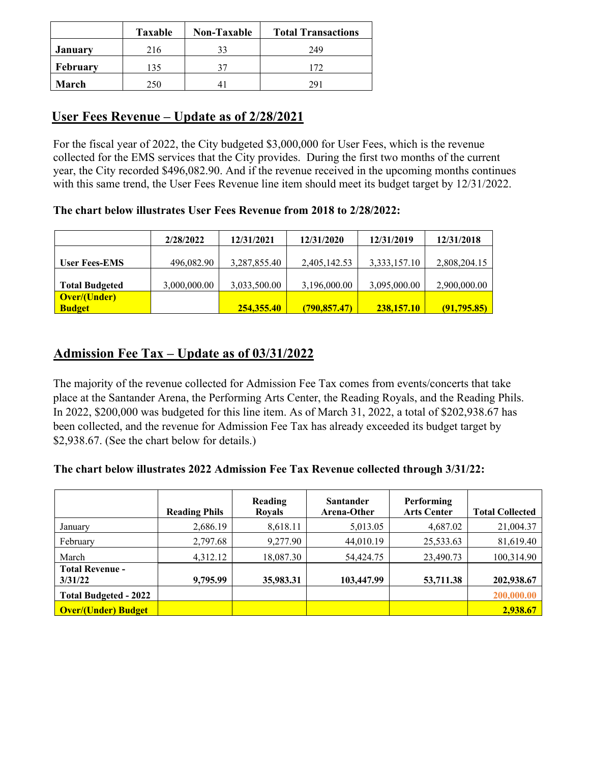| | Taxable | Non-Taxable | Total Transactions |
|---|---|---|---|
| **January** | 216 | 33 | 249 |
| **February** | 135 | 37 | 172 |
| **March** | 250 | 41 | 291 |

## User Fees Revenue – Update as of 2/28/2021

For the fiscal year of 2022, the City budgeted $3,000,000 for User Fees, which is the revenue collected for the EMS services that the City provides. During the first two months of the current year, the City recorded $496,082.90. And if the revenue received in the upcoming months continues with this same trend, the User Fees Revenue line item should meet its budget target by 12/31/2022.

**The chart below illustrates User Fees Revenue from 2018 to 2/28/2022:**

| | 2/28/2022 | 12/31/2021 | 12/31/2020 | 12/31/2019 | 12/31/2018 |
|---|---|---|---|---|---|
| **User Fees-EMS** | 496,082.90 | 3,287,855.40 | 2,405,142.53 | 3,333,157.10 | 2,808,204.15 |
| **Total Budgeted** | 3,000,000.00 | 3,033,500.00 | 3,196,000.00 | 3,095,000.00 | 2,900,000.00 |
| **Over/(Under) Budget** | | **254,355.40** | **(790,857.47)** | **238,157.10** | **(91,795.85)** |

## Admission Fee Tax – Update as of 03/31/2022

The majority of the revenue collected for Admission Fee Tax comes from events/concerts that take place at the Santander Arena, the Performing Arts Center, the Reading Royals, and the Reading Phils. In 2022, $200,000 was budgeted for this line item. As of March 31, 2022, a total of $202,938.67 has been collected, and the revenue for Admission Fee Tax has already exceeded its budget target by $2,938.67. (See the chart below for details.)

**The chart below illustrates 2022 Admission Fee Tax Revenue collected through 3/31/22:**

| | Reading Phils | Reading Royals | Santander Arena-Other | Performing Arts Center | Total Collected |
|---|---|---|---|---|---|
| January | 2,686.19 | 8,618.11 | 5,013.05 | 4,687.02 | 21,004.37 |
| February | 2,797.68 | 9,277.90 | 44,010.19 | 25,533.63 | 81,619.40 |
| March | 4,312.12 | 18,087.30 | 54,424.75 | 23,490.73 | 100,314.90 |
| **Total Revenue - 3/31/22** | **9,795.99** | **35,983.31** | **103,447.99** | **53,711.38** | **202,938.67** |
| **Total Budgeted - 2022** | | | | | **200,000.00** |
| **Over/(Under) Budget** | | | | | **2,938.67** |